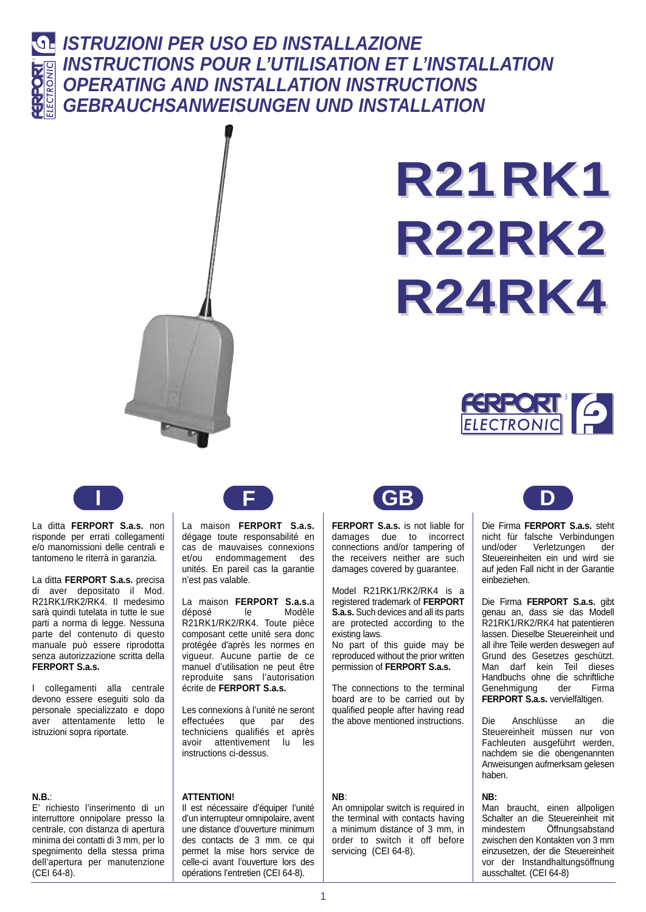# ISTRUZIONI PER USO ED INSTALLAZIONE
# INSTRUCTIONS POUR L'UTILISATION ET L'INSTALLATION
# OPERATING AND INSTALLATION INSTRUCTIONS
# GEBRAUCHSANWEISUNGEN UND INSTALLATION

# R21RK1
# R22RK2
# R24RK4

FERPORT ELECTRONIC

## I

La ditta **FERPORT S.a.s.** non risponde per errati collegamenti e/o manomissioni delle centrali e tantomeno le riterrà in garanzia.

La ditta **FERPORT S.a.s.** precisa di aver depositato il Mod. R21RK1/RK2/RK4. Il medesimo sarà quindi tutelata in tutte le sue parti a norma di legge. Nessuna parte del contenuto di questo manuale può essere riprodotta senza autorizzazione scritta della **FERPORT S.a.s.**

I collegamenti alla centrale devono essere eseguiti solo da personale specializzato e dopo aver attentamente letto le istruzioni sopra riportate.

**N.B.**:
E' richiesto l'inserimento di un interruttore onnipolare presso la centrale, con distanza di apertura minima dei contatti di 3 mm, per lo spegnimento della stessa prima dell'apertura per manutenzione (CEI 64-8).

## F

La maison **FERPORT S.a.s.** dégage toute responsabilité en cas de mauvaises connexions et/ou endommagement des unités. En pareil cas la garantie n'est pas valable.

La maison **FERPORT S.a.s.**a déposé le Modèle R21RK1/RK2/RK4. Toute pièce composant cette unité sera donc protégée d'après les normes en vigueur. Aucune partie de ce manuel d'utilisation ne peut être reproduite sans l'autorisation écrite de **FERPORT S.a.s.**

Les connexions à l'unité ne seront effectuées que par des techniciens qualifiés et après avoir attentivement lu les instructions ci-dessus.

**ATTENTION!**
Il est nécessaire d'équiper l'unité d'un interrupteur omnipolaire, avent une distance d'ouverture minimum des contacts de 3 mm. ce qui permet la mise hors service de celle-ci avant l'ouverture lors des opérations l'entretien (CEI 64-8).

## GB

**FERPORT S.a.s.** is not liable for damages due to incorrect connections and/or tampering of the receivers neither are such damages covered by guarantee.

Model R21RK1/RK2/RK4 is a registered trademark of **FERPORT S.a.s.** Such devices and all its parts are protected according to the existing laws.
No part of this guide may be reproduced without the prior written permission of **FERPORT S.a.s.**

The connections to the terminal board are to be carried out by qualified people after having read the above mentioned instructions.

**NB**:
An omnipolar switch is required in the terminal with contacts having a minimum distance of 3 mm, in order to switch it off before servicing (CEI 64-8).

## D

Die Firma **FERPORT S.a.s.** steht nicht für falsche Verbindungen und/oder Verletzungen der Steuereinheiten ein und wird sie auf jeden Fall nicht in der Garantie einbeziehen.

Die Firma **FERPORT S.a.s.** gibt genau an, dass sie das Modell R21RK1/RK2/RK4 hat patentieren lassen. Dieselbe Steuereinheit und all ihre Teile werden deswegen auf Grund des Gesetzes geschützt. Man darf kein Teil dieses Handbuchs ohne die schriftliche Genehmigung der Firma **FERPORT S.a.s.** vervielfältigen.

Die Anschlüsse an die Steuereinheit müssen nur von Fachleuten ausgeführt werden, nachdem sie die obengenannten Anweisungen aufmerksam gelesen haben.

**NB:**
Man braucht, einen allpoligen Schalter an die Steuereinheit mit mindestem Öffnungsabstand zwischen den Kontakten von 3 mm einzusetzen, der die Steuereinheit vor der Instandhaltungsöffnung ausschaltet. (CEI 64-8)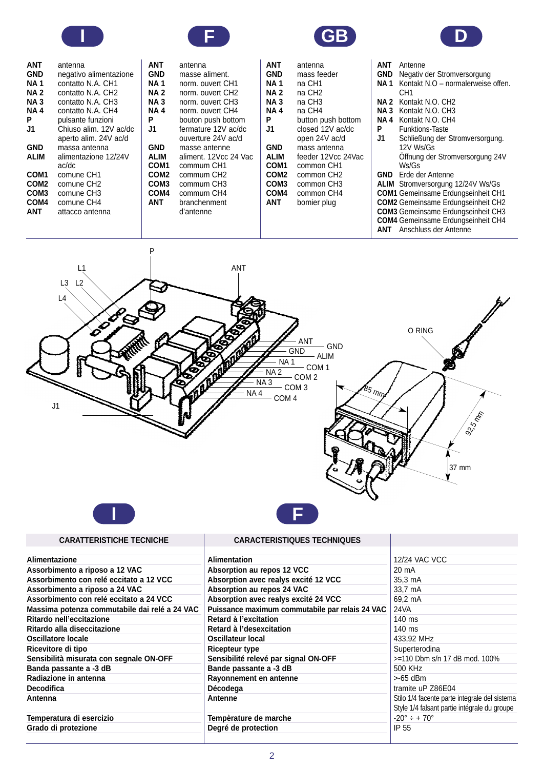## I

| | |
|---|---|
| **ANT** | antenna |
| **GND** | negativo alimentazione |
| **NA 1** | contatto N.A. CH1 |
| **NA 2** | contatto N.A. CH2 |
| **NA 3** | contatto N.A. CH3 |
| **NA 4** | contatto N.A. CH4 |
| **P** | pulsante funzioni |
| **J1** | Chiuso alim. 12V ac/dc aperto alim. 24V ac/d |
| **GND** | massa antenna |
| **ALIM** | alimentazione 12/24V ac/dc |
| **COM1** | comune CH1 |
| **COM2** | comune CH2 |
| **COM3** | comune CH3 |
| **COM4** | comune CH4 |
| **ANT** | attacco antenna |

## F

| | |
|---|---|
| **ANT** | antenna |
| **GND** | masse aliment. |
| **NA 1** | norm. ouvert CH1 |
| **NA 2** | norm. ouvert CH2 |
| **NA 3** | norm. ouvert CH3 |
| **NA 4** | norm. ouvert CH4 |
| **P** | bouton push bottom |
| **J1** | fermature 12V ac/dc ouverture 24V ac/d |
| **GND** | masse antenne |
| **ALIM** | aliment. 12Vcc 24 Vac |
| **COM1** | commum CH1 |
| **COM2** | commum CH2 |
| **COM3** | commum CH3 |
| **COM4** | commum CH4 |
| **ANT** | branchenment d'antenne |

## GB

| | |
|---|---|
| **ANT** | antenna |
| **GND** | mass feeder |
| **NA 1** | na CH1 |
| **NA 2** | na CH2 |
| **NA 3** | na CH3 |
| **NA 4** | na CH4 |
| **P** | button push bottom |
| **J1** | closed 12V ac/dc open 24V ac/d |
| **GND** | mass antenna |
| **ALIM** | feeder 12Vcc 24Vac |
| **COM1** | common CH1 |
| **COM2** | common CH2 |
| **COM3** | common CH3 |
| **COM4** | common CH4 |
| **ANT** | bomier plug |

## D

| | |
|---|---|
| **ANT** | Antenne |
| **GND** | Negativ der Stromversorgung |
| **NA 1** | Kontakt N.O – normalerweise offen. CH1 |
| **NA 2** | Kontakt N.O. CH2 |
| **NA 3** | Kontakt N.O. CH3 |
| **NA 4** | Kontakt N.O. CH4 |
| **P** | Funktions-Taste |
| **J1** | Schließung der Stromversorgung. 12V Ws/Gs Öffnung der Stromversorgung 24V Ws/Gs |
| **GND** | Erde der Antenne |
| **ALIM** | Stromversorgung 12/24V Ws/Gs |
| **COM1** | Gemeinsame Erdungseinheit CH1 |
| **COM2** | Gemeinsame Erdungseinheit CH2 |
| **COM3** | Gemeinsame Erdungseinheit CH3 |
| **COM4** | Gemeinsame Erdungseinheit CH4 |
| **ANT** | Anschluss der Antenne |

P, L1, L2, L3, L4, ANT, J1, ANT, GND, GND, ALIM, NA 1, COM 1, NA 2, COM 2, NA 3, COM 3, NA 4, COM 4, O RING, 85 mm, 92,5 mm, 37 mm

| I — CARATTERISTICHE TECNICHE | F — CARACTERISTIQUES TECHNIQUES | |
|---|---|---|
| **Alimentazione** | **Alimentation** | 12/24 VAC VCC |
| **Assorbimento a riposo a 12 VAC** | **Absorption au repos 12 VCC** | 20 mA |
| **Assorbimento con relé eccitato a 12 VCC** | **Absorption avec realys excité 12 VCC** | 35,3 mA |
| **Assorbimento a riposo a 24 VAC** | **Absorption au repos 24 VAC** | 33,7 mA |
| **Assorbimento con relé eccitato a 24 VCC** | **Absorption avec realys excité 24 VCC** | 69,2 mA |
| **Massima potenza commutabile dai relé a 24 VAC** | **Puissance maximum commutable par relais 24 VAC** | 24VA |
| **Ritardo nell'eccitazione** | **Retard à l'excitation** | 140 ms |
| **Ritardo alla diseccitazione** | **Retard à l'desexcitation** | 140 ms |
| **Oscillatore locale** | **Oscillateur local** | 433,92 MHz |
| **Ricevitore di tipo** | **Ricepteur type** | Superterodina |
| **Sensibilità misurata con segnale ON-OFF** | **Sensibilité relevé par signal ON-OFF** | >=110 Dbm s/n 17 dB mod. 100% |
| **Banda passante a -3 dB** | **Bande passante a -3 dB** | 500 KHz |
| **Radiazione in antenna** | **Rayonnement en antenne** | >-65 dBm |
| **Decodifica** | **Décodega** | tramite uP Z86E04 |
| **Antenna** | **Antenne** | Stilo 1/4 facente parte integrale del sistema<br>Style 1/4 falsant partie intégrale du groupe |
| **Temperatura di esercizio** | **Tempèrature de marche** | -20° ÷ + 70° |
| **Grado di protezione** | **Degré de protection** | IP 55 |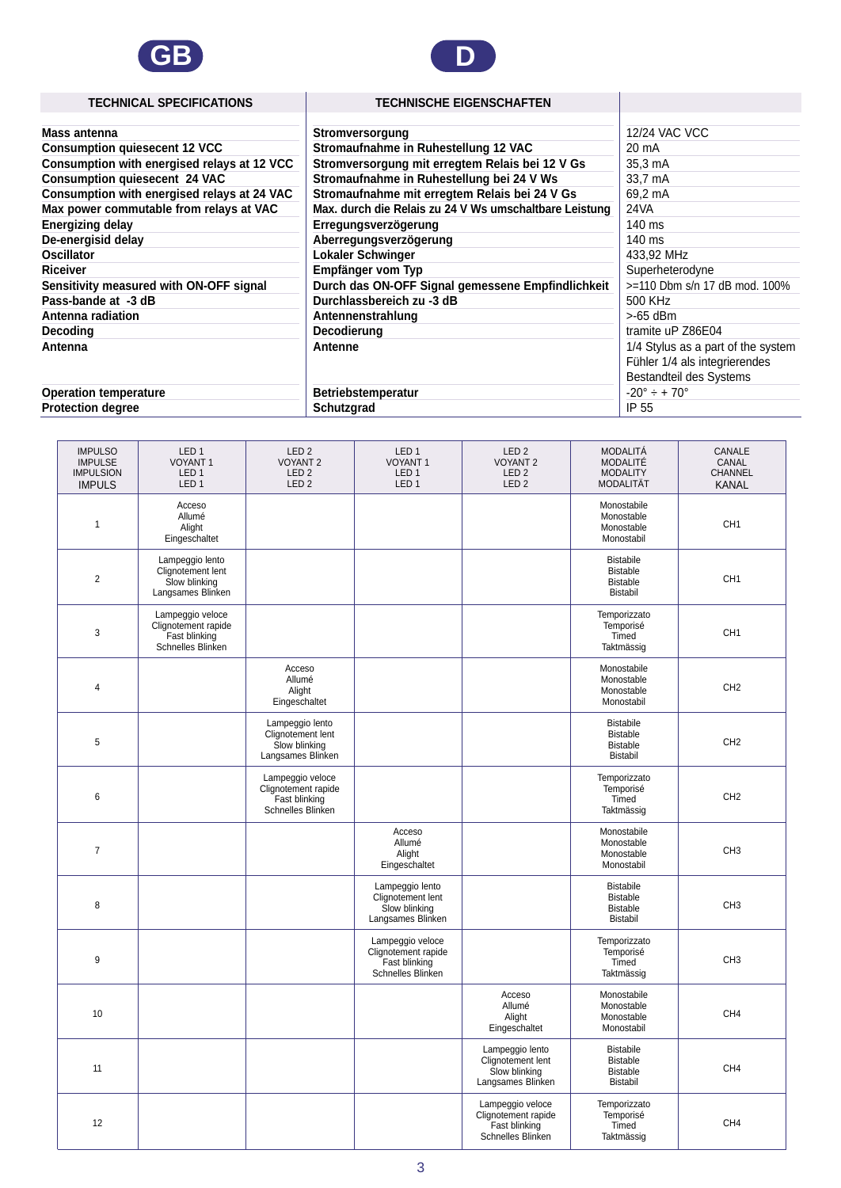GB D

| TECHNICAL SPECIFICATIONS | TECHNISCHE EIGENSCHAFTEN | |
|---|---|---|
| **Mass antenna** | **Stromversorgung** | 12/24 VAC VCC |
| **Consumption quiesecent 12 VCC** | **Stromaufnahme in Ruhestellung 12 VAC** | 20 mA |
| **Consumption with energised relays at 12 VCC** | **Stromversorgung mit erregtem Relais bei 12 V Gs** | 35,3 mA |
| **Consumption quiesecent 24 VAC** | **Stromaufnahme in Ruhestellung bei 24 V Ws** | 33,7 mA |
| **Consumption with energised relays at 24 VAC** | **Stromaufnahme mit erregtem Relais bei 24 V Gs** | 69,2 mA |
| **Max power commutable from relays at VAC** | **Max. durch die Relais zu 24 V Ws umschaltbare Leistung** | 24VA |
| **Energizing delay** | **Erregungsverzögerung** | 140 ms |
| **De-energisid delay** | **Aberregungsverzögerung** | 140 ms |
| **Oscillator** | **Lokaler Schwinger** | 433,92 MHz |
| **Riceiver** | **Empfänger vom Typ** | Superheterodyne |
| **Sensitivity measured with ON-OFF signal** | **Durch das ON-OFF Signal gemessene Empfindlichkeit** | >=110 Dbm s/n 17 dB mod. 100% |
| **Pass-bande at -3 dB** | **Durchlassbereich zu -3 dB** | 500 KHz |
| **Antenna radiation** | **Antennenstrahlung** | >-65 dBm |
| **Decoding** | **Decodierung** | tramite uP Z86E04 |
| **Antenna** | **Antenne** | 1/4 Stylus as a part of the system Fühler 1/4 als integrierendes Bestandteil des Systems |
| **Operation temperature** | **Betriebstemperatur** | -20° ÷ + 70° |
| **Protection degree** | **Schutzgrad** | IP 55 |

| IMPULSO IMPULSE IMPULSION IMPULS | LED 1 VOYANT 1 LED 1 LED 1 | LED 2 VOYANT 2 LED 2 LED 2 | LED 1 VOYANT 1 LED 1 LED 1 | LED 2 VOYANT 2 LED 2 LED 2 | MODALITÁ MODALITÉ MODALITY MODALITÄT | CANALE CANAL CHANNEL KANAL |
|---|---|---|---|---|---|---|
| 1 | Acceso Allumé Alight Eingeschaltet | | | | Monostabile Monostable Monostable Monostabil | CH1 |
| 2 | Lampeggio lento Clignotement lent Slow blinking Langsames Blinken | | | | Bistabile Bistable Bistable Bistabil | CH1 |
| 3 | Lampeggio veloce Clignotement rapide Fast blinking Schnelles Blinken | | | | Temporizzato Temporisé Timed Taktmässig | CH1 |
| 4 | | Acceso Allumé Alight Eingeschaltet | | | Monostabile Monostable Monostable Monostabil | CH2 |
| 5 | | Lampeggio lento Clignotement lent Slow blinking Langsames Blinken | | | Bistabile Bistable Bistable Bistabil | CH2 |
| 6 | | Lampeggio veloce Clignotement rapide Fast blinking Schnelles Blinken | | | Temporizzato Temporisé Timed Taktmässig | CH2 |
| 7 | | | Acceso Allumé Alight Eingeschaltet | | Monostabile Monostable Monostable Monostabil | CH3 |
| 8 | | | Lampeggio lento Clignotement lent Slow blinking Langsames Blinken | | Bistabile Bistable Bistable Bistabil | CH3 |
| 9 | | | Lampeggio veloce Clignotement rapide Fast blinking Schnelles Blinken | | Temporizzato Temporisé Timed Taktmässig | CH3 |
| 10 | | | | Acceso Allumé Alight Eingeschaltet | Monostabile Monostable Monostable Monostabil | CH4 |
| 11 | | | | Lampeggio lento Clignotement lent Slow blinking Langsames Blinken | Bistabile Bistable Bistable Bistabil | CH4 |
| 12 | | | | Lampeggio veloce Clignotement rapide Fast blinking Schnelles Blinken | Temporizzato Temporisé Timed Taktmässig | CH4 |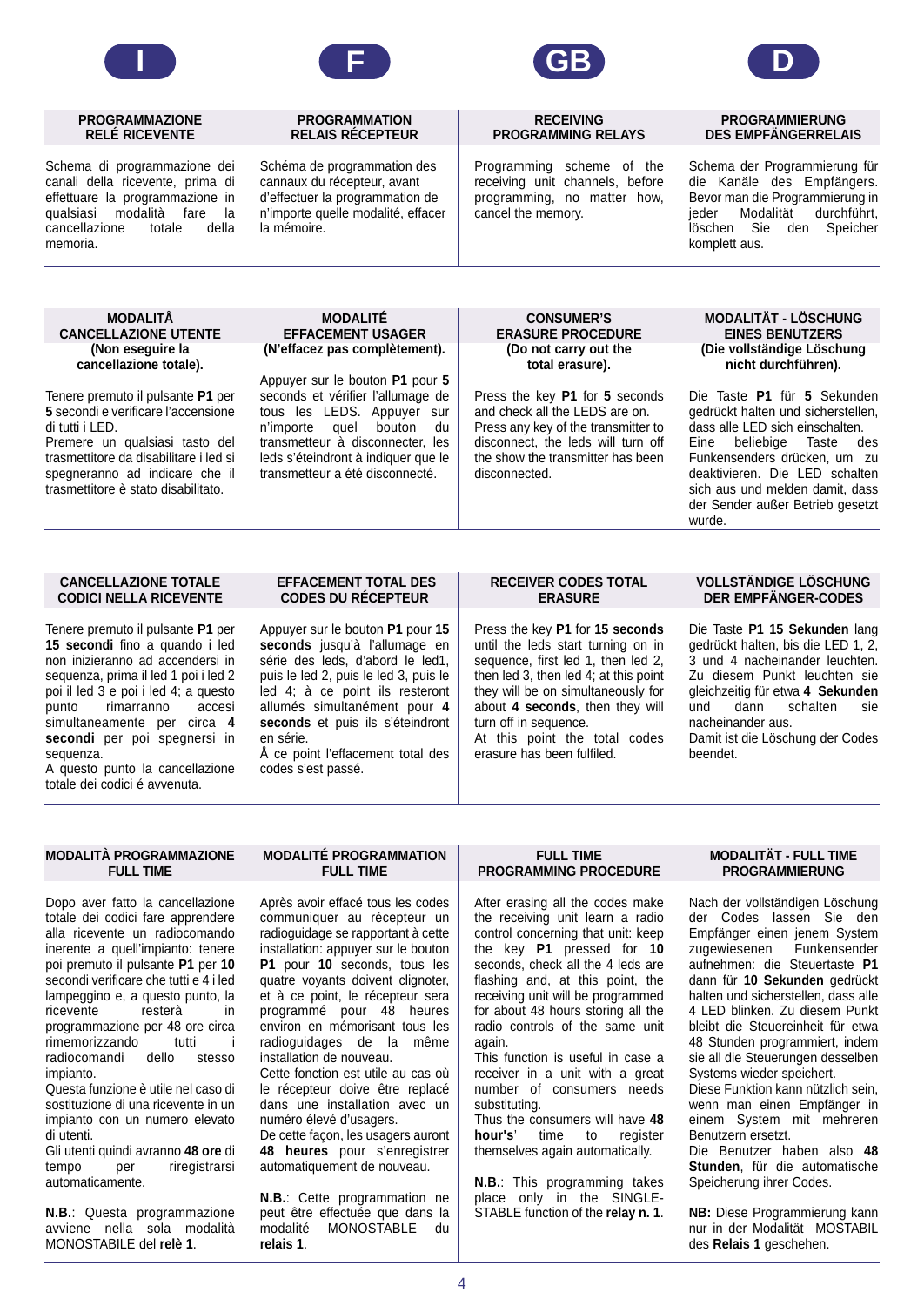| I | F | GB | D |
|---|---|---|---|
| **PROGRAMMAZIONE RELÈ RICEVENTE** | **PROGRAMMATION RELAIS RÉCEPTEUR** | **RECEIVING PROGRAMMING RELAYS** | **PROGRAMMIERUNG DES EMPFÄNGERRELAIS** |
| Schema di programmazione dei canali della ricevente, prima di effettuare la programmazione in qualsiasi modalità fare la cancellazione totale della memoria. | Schéma de programmation des cannaux du récepteur, avant d'effectuer la programmation de n'importe quelle modalité, effacer la mémoire. | Programming scheme of the receiving unit channels, before programming, no matter how, cancel the memory. | Schema der Programmierung für die Kanäle des Empfängers. Bevor man die Programmierung in jeder Modalität durchführt, löschen Sie den Speicher komplett aus. |

| I | F | GB | D |
|---|---|---|---|
| **MODALITÅ CANCELLAZIONE UTENTE** **(Non eseguire la cancellazione totale).** | **MODALITÉ EFFACEMENT USAGER** **(N'effacez pas complètement).** | **CONSUMER'S ERASURE PROCEDURE** **(Do not carry out the total erasure).** | **MODALITÄT - LÖSCHUNG EINES BENUTZERS** **(Die vollständige Löschung nicht durchführen).** |
| Tenere premuto il pulsante **P1** per **5** secondi e verificare l'accensione di tutti i LED.<br>Premere un qualsiasi tasto del trasmettitore da disabilitare i led si spegneranno ad indicare che il trasmettitore è stato disabilitato. | Appuyer sur le bouton **P1** pour **5** seconds et vérifier l'allumage de tous les LEDS. Appuyer sur n'importe quel bouton du transmetteur à disconnecter, les leds s'éteindront à indiquer que le transmetteur a été disconnecté. | Press the key **P1** for **5** seconds and check all the LEDS are on. Press any key of the transmitter to disconnect, the leds will turn off the show the transmitter has been disconnected. | Die Taste **P1** für **5** Sekunden gedrückt halten und sicherstellen, dass alle LED sich einschalten. Eine beliebige Taste des Funkensenders drücken, um zu deaktivieren. Die LED schalten sich aus und melden damit, dass der Sender außer Betrieb gesetzt wurde. |

| I | F | GB | D |
|---|---|---|---|
| **CANCELLAZIONE TOTALE CODICI NELLA RICEVENTE** | **EFFACEMENT TOTAL DES CODES DU RÉCEPTEUR** | **RECEIVER CODES TOTAL ERASURE** | **VOLLSTÄNDIGE LÖSCHUNG DER EMPFÄNGER-CODES** |
| Tenere premuto il pulsante **P1** per **15 secondi** fino a quando i led non inizieranno ad accendersi in sequenza, prima il led 1 poi i led 2 poi il led 3 e poi i led 4; a questo punto rimarranno accesi simultaneamente per circa **4 secondi** per poi spegnersi in sequenza.<br>A questo punto la cancellazione totale dei codici é avvenuta. | Appuyer sur le bouton **P1** pour **15 seconds** jusqu'à l'allumage en série des leds, d'abord le led1, puis le led 2, puis le led 3, puis le led 4; à ce point ils resteront allumés simultanément pour **4 seconds** et puis ils s'éteindront en série.<br>À ce point l'effacement total des codes s'est passé. | Press the key **P1** for **15 seconds** until the leds start turning on in sequence, first led 1, then led 2, then led 3, then led 4; at this point they will be on simultaneously for about **4 seconds**, then they will turn off in sequence.<br>At this point the total codes erasure has been fulfiled. | Die Taste **P1 15 Sekunden** lang gedrückt halten, bis die LED 1, 2, 3 und 4 nacheinander leuchten. Zu diesem Punkt leuchten sie gleichzeitig für etwa **4 Sekunden** und dann schalten sie nacheinander aus.<br>Damit ist die Löschung der Codes beendet. |

| I | F | GB | D |
|---|---|---|---|
| **MODALITÀ PROGRAMMAZIONE FULL TIME** | **MODALITÉ PROGRAMMATION FULL TIME** | **FULL TIME PROGRAMMING PROCEDURE** | **MODALITÄT - FULL TIME PROGRAMMIERUNG** |
| Dopo aver fatto la cancellazione totale dei codici fare apprendere alla ricevente un radiocomando inerente a quell'impianto: tenere poi premuto il pulsante **P1** per **10** secondi verificare che tutti e 4 i led lampeggino e, a questo punto, la ricevente resterà in programmazione per 48 ore circa rimemorizzando tutti i radiocomandi dello stesso impianto.<br>Questa funzione è utile nel caso di sostituzione di una ricevente in un impianto con un numero elevato di utenti.<br>Gli utenti quindi avranno **48 ore** di tempo per riregistrarsi automaticamente.<br><br>**N.B.**: Questa programmazione avviene nella sola modalità MONOSTABILE del **relè 1**. | Après avoir effacé tous les codes communiquer au récepteur un radioguidage se rapportant à cette installation: appuyer sur le bouton **P1** pour **10** seconds, tous les quatre voyants doivent clignoter, et à ce point, le récepteur sera programmé pour 48 heures environ en mémorisant tous les radioguidages de la même installation de nouveau.<br>Cette fonction est utile au cas où le récepteur doive être replacé dans une installation avec un numéro élevé d'usagers.<br>De cette façon, les usagers auront **48 heures** pour s'enregistrer automatiquement de nouveau.<br><br>**N.B.**: Cette programmation ne peut être effectuée que dans la modalité MONOSTABLE du **relais 1**. | After erasing all the codes make the receiving unit learn a radio control concerning that unit: keep the key **P1** pressed for **10** seconds, check all the 4 leds are flashing and, at this point, the receiving unit will be programmed for about 48 hours storing all the radio controls of the same unit again.<br>This function is useful in case a receiver in a unit with a great number of consumers needs substituting.<br>Thus the consumers will have **48 hour's'** time to register themselves again automatically.<br><br>**N.B.**: This programming takes place only in the SINGLE-STABLE function of the **relay n. 1**. | Nach der vollständigen Löschung der Codes lassen Sie den Empfänger einen jenem System zugewiesenen Funkensender aufnehmen: die Steuertaste **P1** dann für **10 Sekunden** gedrückt halten und sicherstellen, dass alle 4 LED blinken. Zu diesem Punkt bleibt die Steuereinheit für etwa 48 Stunden programmiert, indem sie all die Steuerungen desselben Systems wieder speichert.<br>Diese Funktion kann nützlich sein, wenn man einen Empfänger in einem System mit mehreren Benutzern ersetzt.<br>Die Benutzer haben also **48 Stunden**, für die automatische Speicherung ihrer Codes.<br><br>**NB:** Diese Programmierung kann nur in der Modalität MOSTABIL des **Relais 1** geschehen. |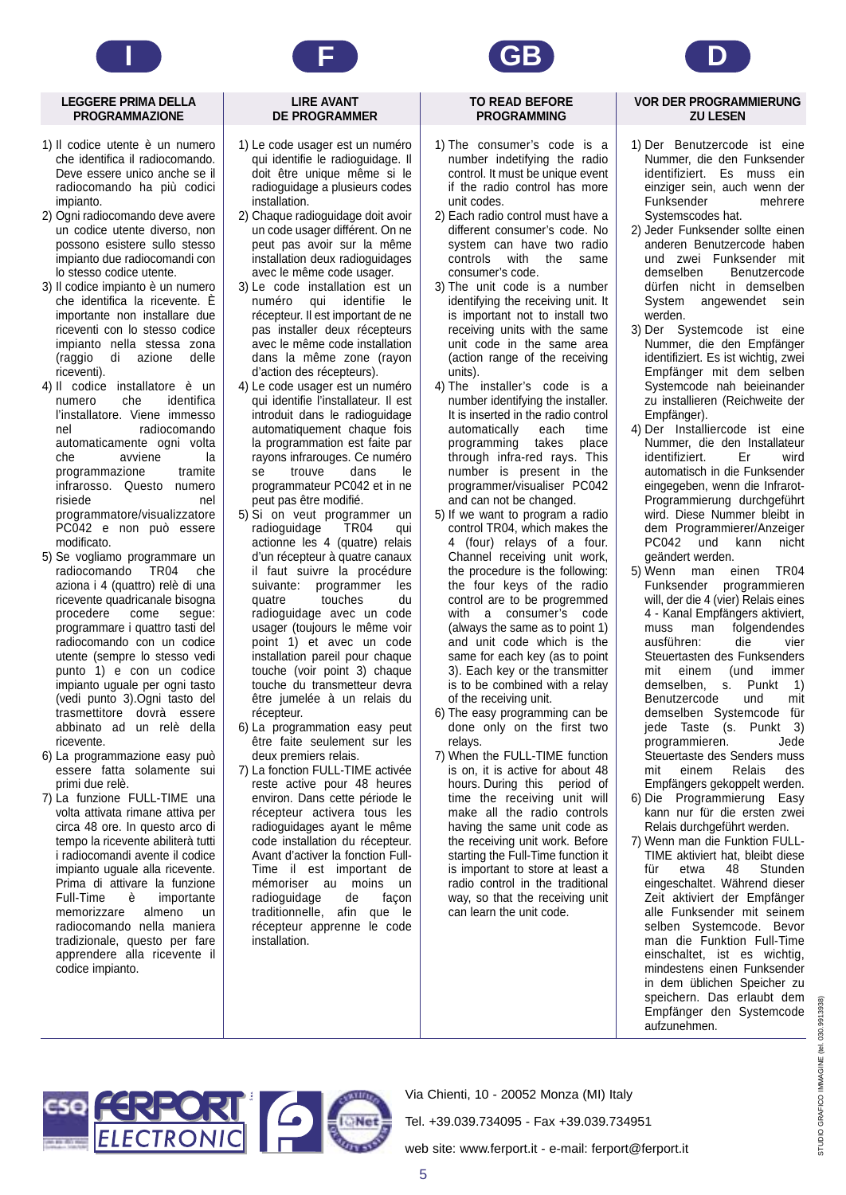**I**

## LEGGERE PRIMA DELLA PROGRAMMAZIONE

1) Il codice utente è un numero che identifica il radiocomando. Deve essere unico anche se il radiocomando ha più codici impianto.
2) Ogni radiocomando deve avere un codice utente diverso, non possono esistere sullo stesso impianto due radiocomandi con lo stesso codice utente.
3) Il codice impianto è un numero che identifica la ricevente. È importante non installare due riceventi con lo stesso codice impianto nella stessa zona (raggio di azione delle riceventi).
4) Il codice installatore è un numero che identifica l'installatore. Viene immesso nel radiocomando automaticamente ogni volta che avviene la programmazione tramite infrarosso. Questo numero risiede nel programmatore/visualizzatore PC042 e non può essere modificato.
5) Se vogliamo programmare un radiocomando TR04 che aziona i 4 (quattro) relè di una ricevente quadricanale bisogna procedere come segue: programmare i quattro tasti del radiocomando con un codice utente (sempre lo stesso vedi punto 1) e con un codice impianto uguale per ogni tasto (vedi punto 3).Ogni tasto del trasmettitore dovrà essere abbinato ad un relè della ricevente.
6) La programmazione easy può essere fatta solamente sui primi due relè.
7) La funzione FULL-TIME una volta attivata rimane attiva per circa 48 ore. In questo arco di tempo la ricevente abiliterà tutti i radiocomandi avente il codice impianto uguale alla ricevente. Prima di attivare la funzione Full-Time è importante memorizzare almeno un radiocomando nella maniera tradizionale, questo per fare apprendere alla ricevente il codice impianto.

**F**

## LIRE AVANT DE PROGRAMMER

1) Le code usager est un numéro qui identifie le radioguidage. Il doit être unique même si le radioguidage a plusieurs codes installation.
2) Chaque radioguidage doit avoir un code usager différent. On ne peut pas avoir sur la même installation deux radioguidages avec le même code usager.
3) Le code installation est un numéro qui identifie le récepteur. Il est important de ne pas installer deux récepteurs avec le même code installation dans la même zone (rayon d'action des récepteurs).
4) Le code usager est un numéro qui identifie l'installateur. Il est introduit dans le radioguidage automatiquement chaque fois la programmation est faite par rayons infrarouges. Ce numéro se trouve dans le programmateur PC042 et in ne peut pas être modifié.
5) Si on veut programmer un radioguidage TR04 qui actionne les 4 (quatre) relais d'un récepteur à quatre canaux il faut suivre la procédure suivante: programmer les quatre touches du radioguidage avec un code usager (toujours le même voir point 1) et avec un code installation pareil pour chaque touche (voir point 3) chaque touche du transmetteur devra être jumelée à un relais du récepteur.
6) La programmation easy peut être faite seulement sur les deux premiers relais.
7) La fonction FULL-TIME activée reste active pour 48 heures environ. Dans cette période le récepteur activera tous les radioguidages ayant le même code installation du récepteur. Avant d'activer la fonction Full-Time il est important de mémoriser au moins un radioguidage de façon traditionnelle, afin que le récepteur apprenne le code installation.

**GB**

## TO READ BEFORE PROGRAMMING

1) The consumer's code is a number indetifying the radio control. It must be unique event if the radio control has more unit codes.
2) Each radio control must have a different consumer's code. No system can have two radio controls with the same consumer's code.
3) The unit code is a number identifying the receiving unit. It is important not to install two receiving units with the same unit code in the same area (action range of the receiving units).
4) The installer's code is a number identifying the installer. It is inserted in the radio control automatically each time programming takes place through infra-red rays. This number is present in the programmer/visualiser PC042 and can not be changed.
5) If we want to program a radio control TR04, which makes the 4 (four) relays of a four. Channel receiving unit work, the procedure is the following: the four keys of the radio control are to be progremmed with a consumer's code (always the same as to point 1) and unit code which is the same for each key (as to point 3). Each key or the transmitter is to be combined with a relay of the receiving unit.
6) The easy programming can be done only on the first two relays.
7) When the FULL-TIME function is on, it is active for about 48 hours. During this period of time the receiving unit will make all the radio controls having the same unit code as the receiving unit work. Before starting the Full-Time function it is important to store at least a radio control in the traditional way, so that the receiving unit can learn the unit code.

**D**

## VOR DER PROGRAMMIERUNG ZU LESEN

1) Der Benutzercode ist eine Nummer, die den Funksender identifiziert. Es muss ein einziger sein, auch wenn der Funksender mehrere Systemscodes hat.
2) Jeder Funksender sollte einen anderen Benutzercode haben und zwei Funksender mit demselben Benutzercode dürfen nicht in demselben System angewendet sein werden.
3) Der Systemcode ist eine Nummer, die den Empfänger identifiziert. Es ist wichtig, zwei Empfänger mit dem selben Systemcode nah beieinander zu installieren (Reichweite der Empfänger).
4) Der Installiercode ist eine Nummer, die den Installateur identifiziert. Er wird automatisch in die Funksender eingegeben, wenn die Infrarot-Programmierung durchgeführt wird. Diese Nummer bleibt in dem Programmierer/Anzeiger PC042 und kann nicht geändert werden.
5) Wenn man einen TR04 Funksender programmieren will, der die 4 (vier) Relais eines 4 - Kanal Empfängers aktiviert, muss man folgendes ausführen: die vier Steuertasten des Funksenders mit einem (und immer demselben, s. Punkt 1) Benutzercode und mit demselben Systemcode für jede Taste (s. Punkt 3) programmieren. Jede Steuertaste des Senders muss mit einem Relais des Empfängers gekoppelt werden.
6) Die Programmierung Easy kann nur für die ersten zwei Relais durchgeführt werden.
7) Wenn man die Funktion FULL-TIME aktiviert hat, bleibt diese für etwa 48 Stunden eingeschaltet. Während dieser Zeit aktiviert der Empfänger alle Funksender mit seinem selben Systemcode. Bevor man die Funktion Full-Time einschaltet, ist es wichtig, mindestens einen Funksender in dem üblichen Speicher zu speichern. Das erlaubt dem Empfänger den Systemcode aufzunehmen.

---

CSQ FERPORT ELECTRONIC IQNet

Via Chienti, 10 - 20052 Monza (MI) Italy

Tel. +39.039.734095 - Fax +39.039.734951

web site: www.ferport.it - e-mail: ferport@ferport.it

STUDIO GRAFICO IMMAGINE (tel. 030.9913938)